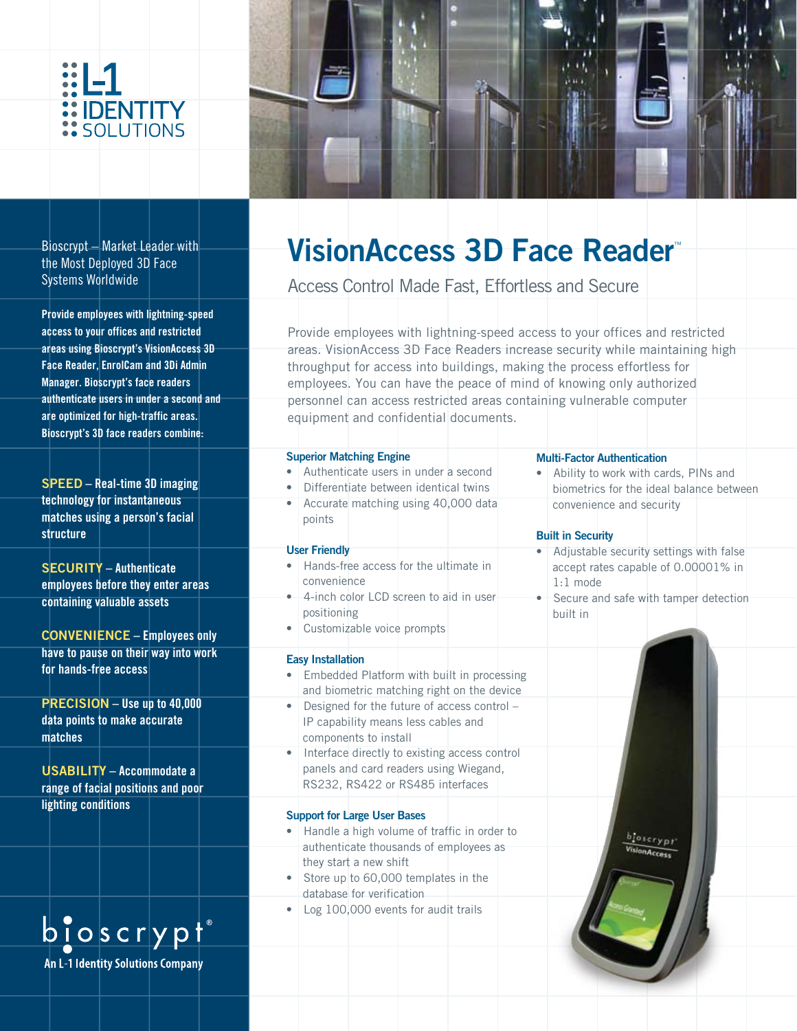L-1 IDENTITY SOLUTIONS

# VisionAccess 3D Face Reader™

## Access Control Made Fast, Effortless and Secure

Bioscrypt – Market Leader with the Most Deployed 3D Face Systems Worldwide

**Provide employees with lightning-speed access to your offices and restricted areas using Bioscrypt's VisionAccess 3D Face Reader, EnrolCam and 3Di Admin Manager. Bioscrypt's face readers authenticate users in under a second and are optimized for high-traffic areas. Bioscrypt's 3D face readers combine:**

**SPEED** – Real-time 3D imaging technology for instantaneous matches using a person's facial structure

**SECURITY** – Authenticate employees before they enter areas containing valuable assets

**CONVENIENCE** – Employees only have to pause on their way into work for hands-free access

**PRECISION** – Use up to 40,000 data points to make accurate matches

**USABILITY** – Accommodate a range of facial positions and poor lighting conditions

bioscrypt®
An L-1 Identity Solutions Company

Provide employees with lightning-speed access to your offices and restricted areas. VisionAccess 3D Face Readers increase security while maintaining high throughput for access into buildings, making the process effortless for employees. You can have the peace of mind of knowing only authorized personnel can access restricted areas containing vulnerable computer equipment and confidential documents.

### Superior Matching Engine

- Authenticate users in under a second
- Differentiate between identical twins
- Accurate matching using 40,000 data points

### User Friendly

- Hands-free access for the ultimate in convenience
- 4-inch color LCD screen to aid in user positioning
- Customizable voice prompts

### Easy Installation

- Embedded Platform with built in processing and biometric matching right on the device
- Designed for the future of access control – IP capability means less cables and components to install
- Interface directly to existing access control panels and card readers using Wiegand, RS232, RS422 or RS485 interfaces

### Support for Large User Bases

- Handle a high volume of traffic in order to authenticate thousands of employees as they start a new shift
- Store up to 60,000 templates in the database for verification
- Log 100,000 events for audit trails

### Multi-Factor Authentication

- Ability to work with cards, PINs and biometrics for the ideal balance between convenience and security

### Built in Security

- Adjustable security settings with false accept rates capable of 0.00001% in 1:1 mode
- Secure and safe with tamper detection built in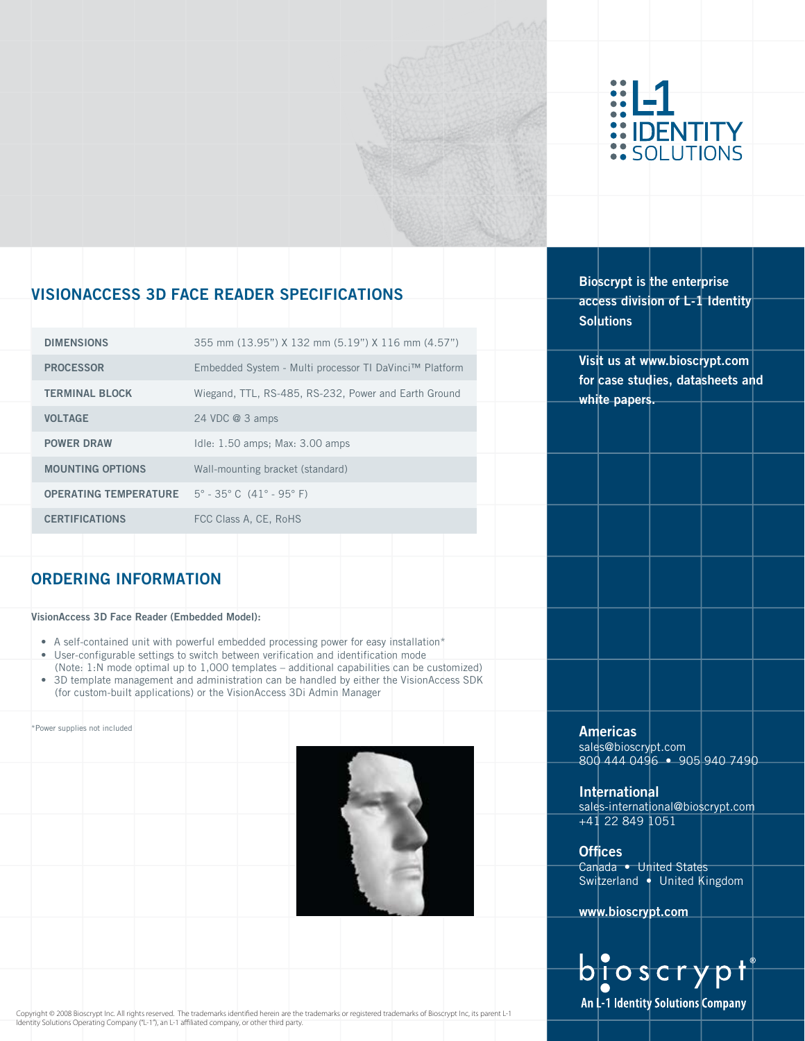## VISIONACCESS 3D FACE READER SPECIFICATIONS

| | |
|---|---|
| DIMENSIONS | 355 mm (13.95") X 132 mm (5.19") X 116 mm (4.57") |
| PROCESSOR | Embedded System - Multi processor TI DaVinci™ Platform |
| TERMINAL BLOCK | Wiegand, TTL, RS-485, RS-232, Power and Earth Ground |
| VOLTAGE | 24 VDC @ 3 amps |
| POWER DRAW | Idle: 1.50 amps; Max: 3.00 amps |
| MOUNTING OPTIONS | Wall-mounting bracket (standard) |
| OPERATING TEMPERATURE | 5° - 35° C (41° - 95° F) |
| CERTIFICATIONS | FCC Class A, CE, RoHS |

## ORDERING INFORMATION

**VisionAccess 3D Face Reader (Embedded Model):**

- A self-contained unit with powerful embedded processing power for easy installation*
- User-configurable settings to switch between verification and identification mode (Note: 1:N mode optimal up to 1,000 templates – additional capabilities can be customized)
- 3D template management and administration can be handled by either the VisionAccess SDK (for custom-built applications) or the VisionAccess 3Di Admin Manager

*Power supplies not included

**Bioscrypt is the enterprise access division of L-1 Identity Solutions**

**Visit us at www.bioscrypt.com for case studies, datasheets and white papers.**

**Americas**
sales@bioscrypt.com
800 444 0496 • 905 940 7490

**International**
sales-international@bioscrypt.com
+41 22 849 1051

**Offices**
Canada • United States
Switzerland • United Kingdom

**www.bioscrypt.com**

bioscrypt®
An L-1 Identity Solutions Company

Copyright © 2008 Bioscrypt Inc. All rights reserved. The trademarks identified herein are the trademarks or registered trademarks of Bioscrypt Inc, its parent L-1 Identity Solutions Operating Company ("L-1"), an L-1 affiliated company, or other third party.